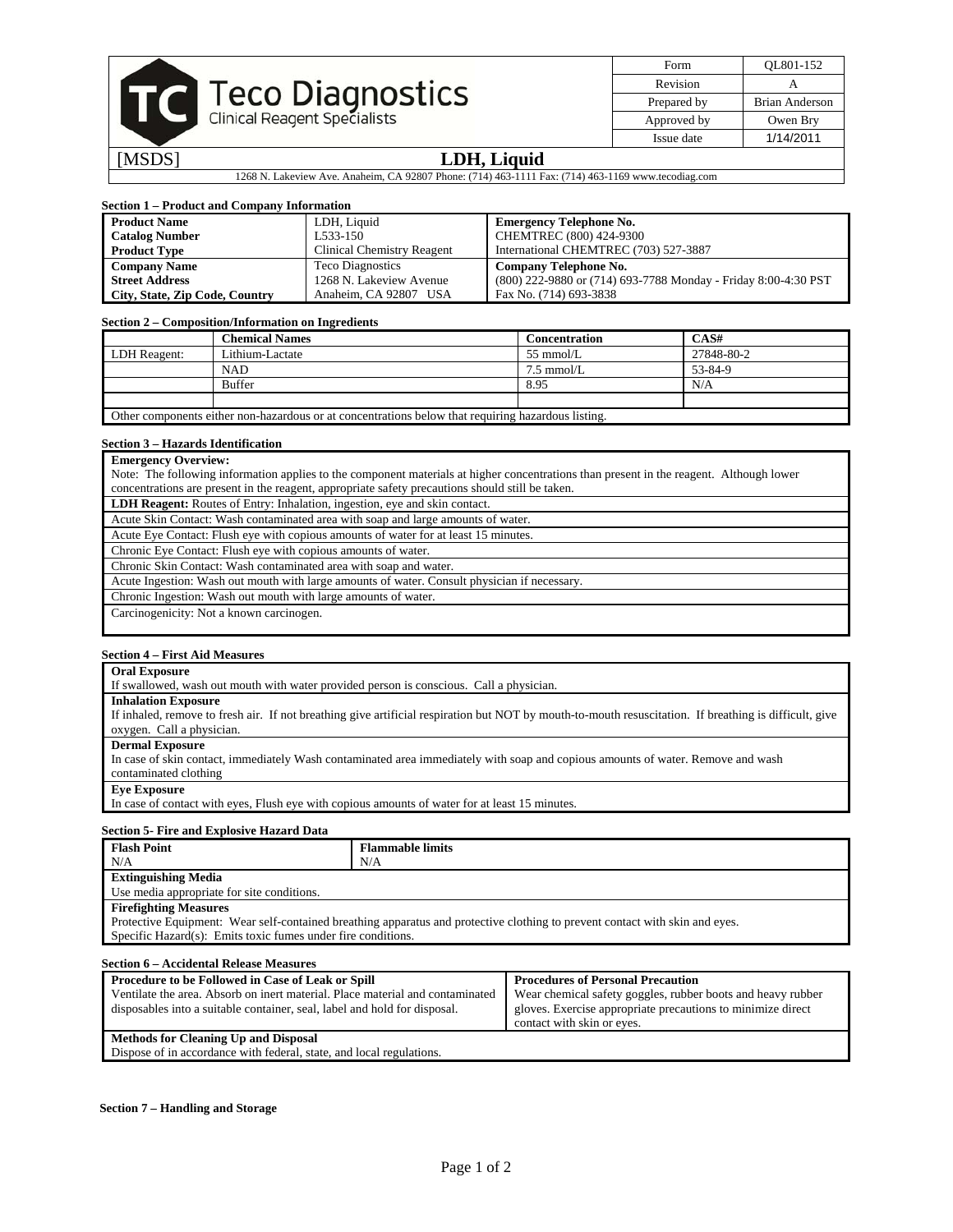**Teco Diagnostics**
Clinical Reagent Specialists

| Form | QL801-152 |
|---|---|
| Revision | A |
| Prepared by | Brian Anderson |
| Approved by | Owen Bry |
| Issue date | 1/14/2011 |

[MSDS] **LDH, Liquid**

1268 N. Lakeview Ave. Anaheim, CA 92807 Phone: (714) 463-1111 Fax: (714) 463-1169 www.tecodiag.com

### Section 1 – Product and Company Information

| | | |
|---|---|---|
| **Product Name** | LDH, Liquid | **Emergency Telephone No.** |
| **Catalog Number** | L533-150 | CHEMTREC (800) 424-9300 |
| **Product Type** | Clinical Chemistry Reagent | International CHEMTREC (703) 527-3887 |
| **Company Name** | Teco Diagnostics | **Company Telephone No.** |
| **Street Address** | 1268 N. Lakeview Avenue | (800) 222-9880 or (714) 693-7788 Monday - Friday 8:00-4:30 PST |
| **City, State, Zip Code, Country** | Anaheim, CA 92807 USA | Fax No. (714) 693-3838 |

### Section 2 – Composition/Information on Ingredients

| | **Chemical Names** | **Concentration** | **CAS#** |
|---|---|---|---|
| LDH Reagent: | Lithium-Lactate | 55 mmol/L | 27848-80-2 |
| | NAD | 7.5 mmol/L | 53-84-9 |
| | Buffer | 8.95 | N/A |
| | | | |

Other components either non-hazardous or at concentrations below that requiring hazardous listing.

### Section 3 – Hazards Identification

**Emergency Overview:**
Note: The following information applies to the component materials at higher concentrations than present in the reagent. Although lower concentrations are present in the reagent, appropriate safety precautions should still be taken.

**LDH Reagent:** Routes of Entry: Inhalation, ingestion, eye and skin contact.

Acute Skin Contact: Wash contaminated area with soap and large amounts of water.

Acute Eye Contact: Flush eye with copious amounts of water for at least 15 minutes.

Chronic Eye Contact: Flush eye with copious amounts of water.

Chronic Skin Contact: Wash contaminated area with soap and water.

Acute Ingestion: Wash out mouth with large amounts of water. Consult physician if necessary.

Chronic Ingestion: Wash out mouth with large amounts of water.

Carcinogenicity: Not a known carcinogen.

### Section 4 – First Aid Measures

**Oral Exposure**
If swallowed, wash out mouth with water provided person is conscious. Call a physician.

**Inhalation Exposure**
If inhaled, remove to fresh air. If not breathing give artificial respiration but NOT by mouth-to-mouth resuscitation. If breathing is difficult, give oxygen. Call a physician.

**Dermal Exposure**
In case of skin contact, immediately Wash contaminated area immediately with soap and copious amounts of water. Remove and wash contaminated clothing

**Eye Exposure**
In case of contact with eyes, Flush eye with copious amounts of water for at least 15 minutes.

### Section 5- Fire and Explosive Hazard Data

| **Flash Point** | **Flammable limits** |
|---|---|
| N/A | N/A |

**Extinguishing Media**
Use media appropriate for site conditions.

**Firefighting Measures**
Protective Equipment: Wear self-contained breathing apparatus and protective clothing to prevent contact with skin and eyes.
Specific Hazard(s): Emits toxic fumes under fire conditions.

### Section 6 – Accidental Release Measures

**Procedure to be Followed in Case of Leak or Spill**
Ventilate the area. Absorb on inert material. Place material and contaminated disposables into a suitable container, seal, label and hold for disposal.

**Procedures of Personal Precaution**
Wear chemical safety goggles, rubber boots and heavy rubber gloves. Exercise appropriate precautions to minimize direct contact with skin or eyes.

**Methods for Cleaning Up and Disposal**
Dispose of in accordance with federal, state, and local regulations.

### Section 7 – Handling and Storage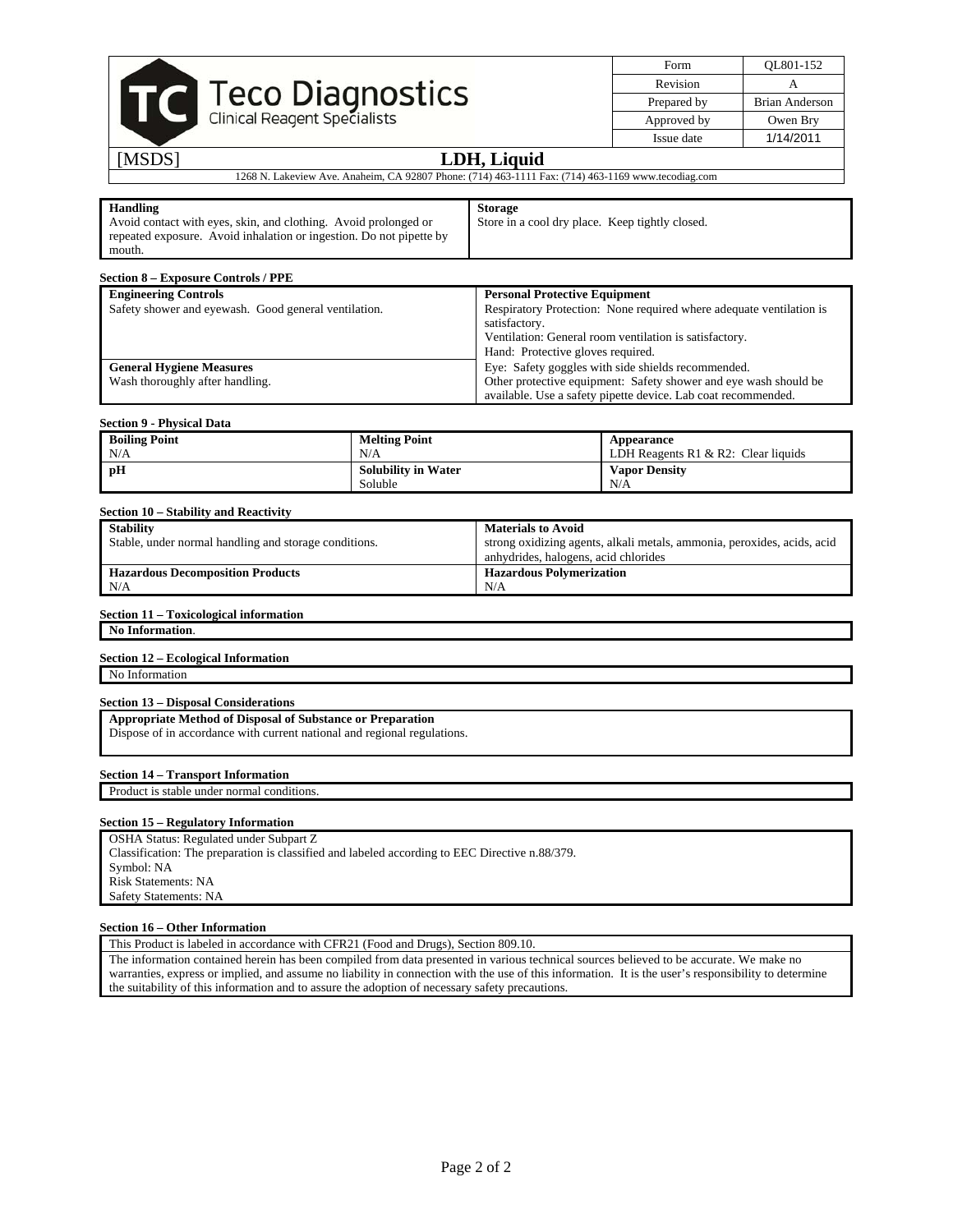| Teco Diagnostics<br>Clinical Reagent Specialists | Form | QL801-152 |
|---|---|---|
| | Revision | A |
| | Prepared by | Brian Anderson |
| | Approved by | Owen Bry |
| | Issue date | 1/14/2011 |

[MSDS] **LDH, Liquid**

1268 N. Lakeview Ave. Anaheim, CA 92807 Phone: (714) 463-1111 Fax: (714) 463-1169 www.tecodiag.com

| **Handling** | **Storage** |
|---|---|
| Avoid contact with eyes, skin, and clothing. Avoid prolonged or repeated exposure. Avoid inhalation or ingestion. Do not pipette by mouth. | Store in a cool dry place. Keep tightly closed. |

**Section 8 – Exposure Controls / PPE**

| **Engineering Controls** | **Personal Protective Equipment** |
|---|---|
| Safety shower and eyewash. Good general ventilation. | Respiratory Protection: None required where adequate ventilation is satisfactory.<br>Ventilation: General room ventilation is satisfactory.<br>Hand: Protective gloves required. |
| **General Hygiene Measures**<br>Wash thoroughly after handling. | Eye: Safety goggles with side shields recommended.<br>Other protective equipment: Safety shower and eye wash should be available. Use a safety pipette device. Lab coat recommended. |

**Section 9 - Physical Data**

| **Boiling Point** | **Melting Point** | **Appearance** |
|---|---|---|
| N/A | N/A | LDH Reagents R1 & R2: Clear liquids |
| **pH** | **Solubility in Water** | **Vapor Density** |
| | Soluble | N/A |

**Section 10 – Stability and Reactivity**

| **Stability** | **Materials to Avoid** |
|---|---|
| Stable, under normal handling and storage conditions. | strong oxidizing agents, alkali metals, ammonia, peroxides, acids, acid anhydrides, halogens, acid chlorides |
| **Hazardous Decomposition Products** | **Hazardous Polymerization** |
| N/A | N/A |

**Section 11 – Toxicological information**

**No Information**.

**Section 12 – Ecological Information**

No Information

**Section 13 – Disposal Considerations**

**Appropriate Method of Disposal of Substance or Preparation**
Dispose of in accordance with current national and regional regulations.

**Section 14 – Transport Information**

Product is stable under normal conditions.

**Section 15 – Regulatory Information**

OSHA Status: Regulated under Subpart Z
Classification: The preparation is classified and labeled according to EEC Directive n.88/379.
Symbol: NA
Risk Statements: NA
Safety Statements: NA

**Section 16 – Other Information**

This Product is labeled in accordance with CFR21 (Food and Drugs), Section 809.10.

The information contained herein has been compiled from data presented in various technical sources believed to be accurate. We make no warranties, express or implied, and assume no liability in connection with the use of this information. It is the user's responsibility to determine the suitability of this information and to assure the adoption of necessary safety precautions.